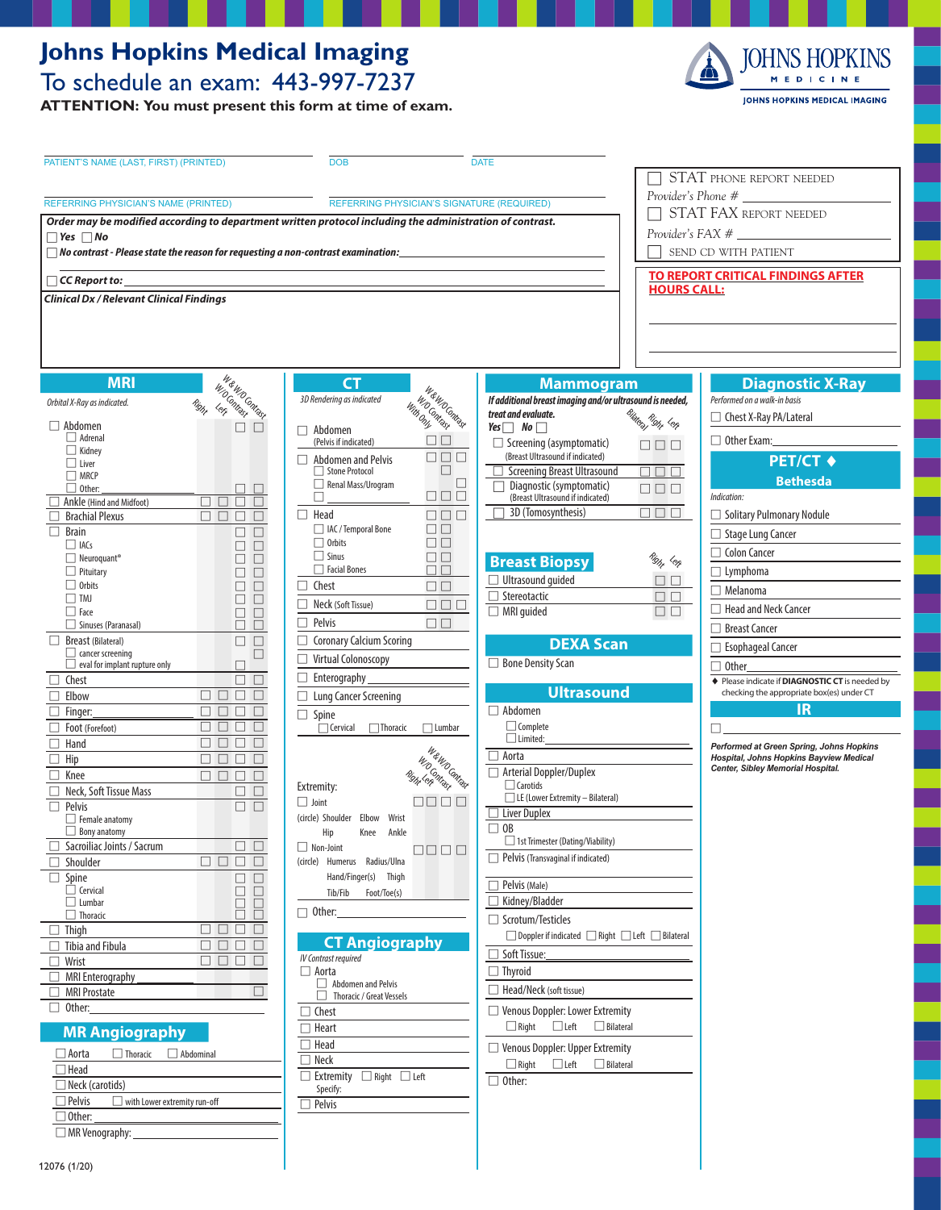# Johns Hopkins Medical Imaging

## To schedule an exam: 443-997-7237

**ATTENTION: You must present this form at time of exam.**

JOHNS HOPKINS MEDICINE
JOHNS HOPKINS MEDICAL IMAGING

PATIENT'S NAME (LAST, FIRST) (PRINTED) | DOB | DATE

REFERRING PHYSICIAN'S NAME (PRINTED) | REFERRING PHYSICIAN'S SIGNATURE (REQUIRED)

☐ STAT PHONE REPORT NEEDED
Provider's Phone # ______
☐ STAT FAX REPORT NEEDED
Provider's FAX # ______
☐ SEND CD WITH PATIENT

***Order may be modified according to department written protocol including the administration of contrast.***
☐ **Yes** ☐ **No**
☐ ***No contrast - Please state the reason for requesting a non-contrast examination:*** ______

☐ ***CC Report to:*** ______

***Clinical Dx / Relevant Clinical Findings***

**TO REPORT CRITICAL FINDINGS AFTER HOURS CALL:**

## MRI

*Orbital X-Ray as indicated.*

Columns: Right | Left | W/O Contrast | W & W/O Contrast

- ☐ Abdomen
  - ☐ Adrenal
  - ☐ Kidney
  - ☐ Liver
  - ☐ MRCP
  - ☐ Other: ______
- ☐ Ankle (Hind and Midfoot)
- ☐ Brachial Plexus
- ☐ Brain
  - ☐ IACs
  - ☐ Neuroquant®
  - ☐ Pituitary
  - ☐ Orbits
  - ☐ TMJ
  - ☐ Face
  - ☐ Sinuses (Paranasal)
- ☐ Breast (Bilateral)
  - ☐ cancer screening
  - ☐ eval for implant rupture only
- ☐ Chest
- ☐ Elbow
- ☐ Finger: ______
- ☐ Foot (Forefoot)
- ☐ Hand
- ☐ Hip
- ☐ Knee
- ☐ Neck, Soft Tissue Mass
- ☐ Pelvis
  - ☐ Female anatomy
  - ☐ Bony anatomy
- ☐ Sacroiliac Joints / Sacrum
- ☐ Shoulder
- ☐ Spine
  - ☐ Cervical
  - ☐ Lumbar
  - ☐ Thoracic
- ☐ Thigh
- ☐ Tibia and Fibula
- ☐ Wrist
- ☐ MRI Enterography
- ☐ MRI Prostate
- ☐ Other: ______

## MR Angiography

- ☐ Aorta ☐ Thoracic ☐ Abdominal
- ☐ Head
- ☐ Neck (carotids)
- ☐ Pelvis ☐ with Lower extremity run-off
- ☐ Other: ______
- ☐ MR Venography: ______

## CT

*3D Rendering as indicated*

Columns: With Only | W/O Contrast | W & W/O Contrast

- ☐ Abdomen (Pelvis if indicated)
- ☐ Abdomen and Pelvis
  - ☐ Stone Protocol
  - ☐ Renal Mass/Urogram
- ☐ Head
  - ☐ IAC / Temporal Bone
  - ☐ Orbits
  - ☐ Sinus
  - ☐ Facial Bones
- ☐ Chest
- ☐ Neck (Soft Tissue)
- ☐ Pelvis
- ☐ Coronary Calcium Scoring
- ☐ Virtual Colonoscopy
- ☐ Enterography
- ☐ Lung Cancer Screening
- ☐ Spine ☐ Cervical ☐ Thoracic ☐ Lumbar

Extremity: (Right | Left | W/O Contrast | W & W/O Contrast)
- ☐ Joint (circle) Shoulder Elbow Wrist Hip Knee Ankle
- ☐ Non-Joint (circle) Humerus Radius/Ulna Hand/Finger(s) Thigh Tib/Fib Foot/Toe(s)
- ☐ Other: ______

## CT Angiography

*IV Contrast required*

- ☐ Aorta
  - ☐ Abdomen and Pelvis
  - ☐ Thoracic / Great Vessels
- ☐ Chest
- ☐ Heart
- ☐ Head
- ☐ Neck
- ☐ Extremity ☐ Right ☐ Left Specify:
- ☐ Pelvis

## Mammogram

***If additional breast imaging and/or ultrasound is needed, treat and evaluate.***
**Yes** ☐ **No** ☐

Columns: Bilateral | Right | Left

- ☐ Screening (asymptomatic) (Breast Ultrasound if indicated)
- ☐ Screening Breast Ultrasound
- ☐ Diagnostic (symptomatic) (Breast Ultrasound if indicated)
- ☐ 3D (Tomosynthesis)

## Breast Biopsy

Columns: Right | Left

- ☐ Ultrasound guided
- ☐ Stereotactic
- ☐ MRI guided

## DEXA Scan

- ☐ Bone Density Scan

## Ultrasound

- ☐ Abdomen
  - ☐ Complete
  - ☐ Limited: ______
- ☐ Aorta
- ☐ Arterial Doppler/Duplex
  - ☐ Carotids
  - ☐ LE (Lower Extremity – Bilateral)
- ☐ Liver Duplex
- ☐ OB
  - ☐ 1st Trimester (Dating/Viability)
- ☐ Pelvis (Transvaginal if indicated)
- ☐ Pelvis (Male)
- ☐ Kidney/Bladder
- ☐ Scrotum/Testicles
  - ☐ Doppler if indicated ☐ Right ☐ Left ☐ Bilateral
- ☐ Soft Tissue: ______
- ☐ Thyroid
- ☐ Head/Neck (soft tissue)
- ☐ Venous Doppler: Lower Extremity ☐ Right ☐ Left ☐ Bilateral
- ☐ Venous Doppler: Upper Extremity ☐ Right ☐ Left ☐ Bilateral
- ☐ Other: ______

## Diagnostic X-Ray

*Performed on a walk-in basis*

- ☐ Chest X-Ray PA/Lateral
- ☐ Other Exam: ______

## PET/CT ♦ Bethesda

*Indication:*

- ☐ Solitary Pulmonary Nodule
- ☐ Stage Lung Cancer
- ☐ Colon Cancer
- ☐ Lymphoma
- ☐ Melanoma
- ☐ Head and Neck Cancer
- ☐ Breast Cancer
- ☐ Esophageal Cancer
- ☐ Other ______

♦ Please indicate if **DIAGNOSTIC CT** is needed by checking the appropriate box(es) under CT

## IR

☐ ______

***Performed at Green Spring, Johns Hopkins Hospital, Johns Hopkins Bayview Medical Center, Sibley Memorial Hospital.***

12076 (1/20)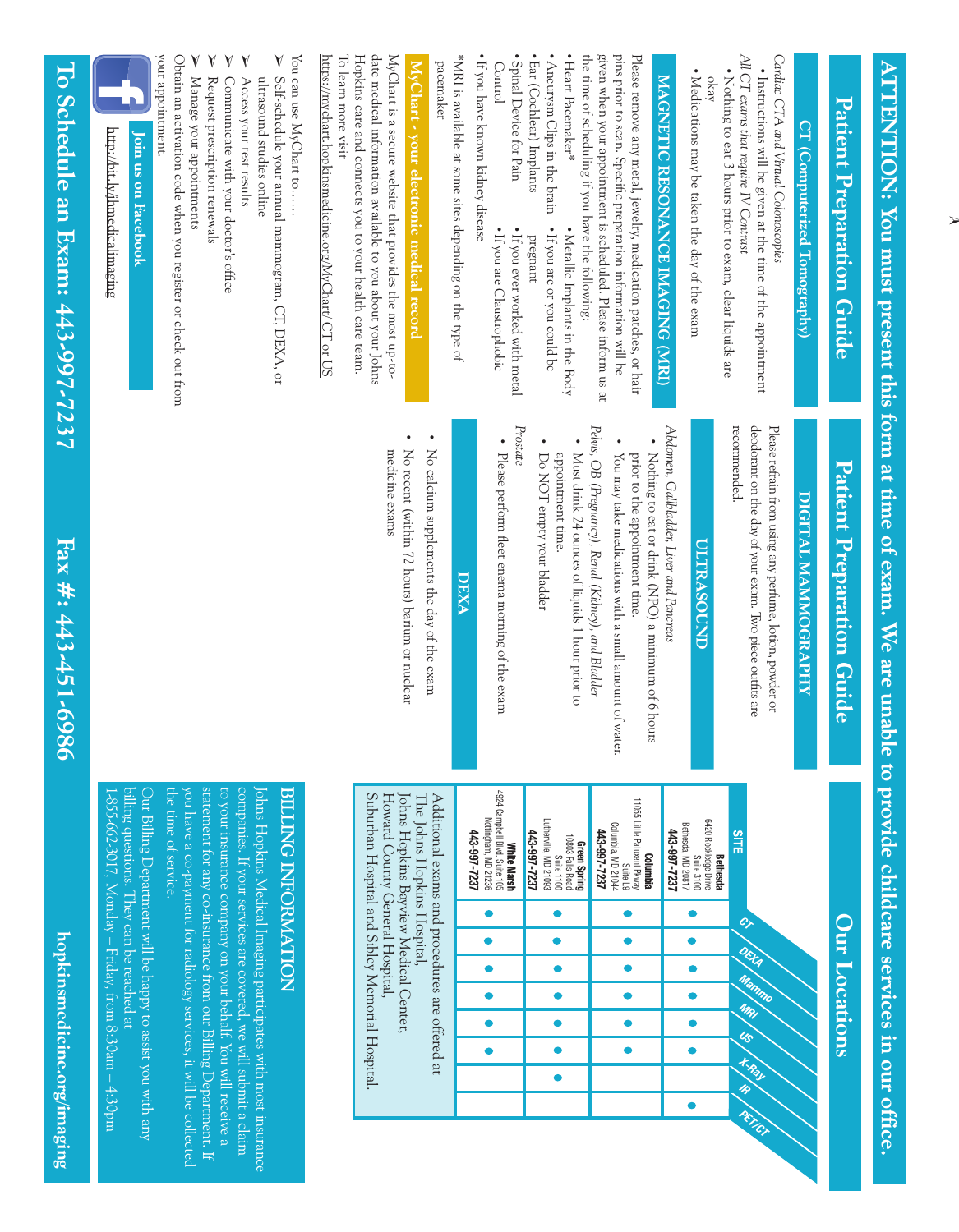# ATTENTION: You must present this form at time of exam. We are unable to provide childcare services in our office.

## Patient Preparation Guide

### CT (Computerized Tomography)

*Cardiac CTA and Virtual Colonoscopies*

- Instructions will be given at the time of the appointment

*All CT exams that require IV Contrast*

- Nothing to eat 3 hours prior to exam, clear liquids are okay
- Medications may be taken the day of the exam

### MAGNETIC RESONANCE IMAGING (MRI)

Please remove any metal, jewelry, medication patches, or hair pins prior to scan. Specific preparation information will be given when your appointment is scheduled. Please inform us at the time of scheduling if you have the following:

- Heart Pacemaker*
- Metallic Implants in the Body
- Aneurysm Clips in the brain
- If you are or you could be pregnant
- Ear (Cochlear) Implants
- Spinal Device for Pain Control
- If you ever worked with metal
- If you are Claustrophobic
- If you have known kidney disease

*MRI is available at some sites depending on the type of pacemaker

### MyChart - your electronic medical record

MyChart is a secure website that provides the most up-to-date medical information available to you about your Johns Hopkins care and connects you to your health care team. To learn more visit https://mychart.hopkinsmedicine.org/MyChart/ CT or US

You can use MyChart to……

- Self-schedule your annual mammogram, CT, DEXA, or ultrasound studies online
- Access your test results
- Communicate with your doctor's office
- Request prescription renewals
- Manage your appointments

Obtain an activation code when you register or check out from your appointment.

**Join us on Facebook**

http://bit.ly/hmedicalimaging

## Patient Preparation Guide

### DIGITAL MAMMOGRAPHY

Please refrain from using any perfume, lotion, powder or deodorant on the day of your exam. Two piece outfits are recommended.

### ULTRASOUND

*Abdomen, Gallbladder, Liver and Pancreas*

- Nothing to eat or drink (NPO) a minimum of 6 hours prior to the appointment time.
- You may take medications with a small amount of water.

*Pelvis, OB (Pregnancy), Renal (Kidney), and Bladder*

- Must drink 24 ounces of liquids 1 hour prior to appointment time.
- Do NOT empty your bladder

*Prostate*

- Please perform fleet enema morning of the exam

### DEXA

- No calcium supplements the day of the exam
- No recent (within 72 hours) barium or nuclear medicine exams

## Our Locations

| SITE | CT | DEXA | Mammo | MRI | US | X-Ray | IR | PET/CT |
|---|---|---|---|---|---|---|---|---|
| **Bethesda** 6420 Rockledge Drive Suite 3100 Bethesda, MD 20817 **443-997-7237** | • | • | • | • | • | • | | • |
| **Columbia** 11055 Little Patuxent Pkwy Suite L9 Columbia, MD 21044 **443-997-7237** | • | • | • | • | • | • | | |
| **Green Spring** 10803 Falls Road Suite 1100 Lutherville, MD 21093 **443-997-7237** | • | • | • | • | • | • | • | |
| **White Marsh** 4924 Campbell Blvd. Suite 105 Nottingham, MD 21236 **443-997-7237** | • | • | • | • | • | • | | |

Additional exams and procedures are offered at The Johns Hopkins Hospital, Johns Hopkins Bayview Medical Center, Howard County General Hospital, Suburban Hospital and Sibley Memorial Hospital.

### BILLING INFORMATION

Johns Hopkins Medical Imaging participates with most insurance companies. If your services are covered, we will submit a claim to your insurance company on your behalf. You will receive a statement for any co-insurance from our Billing Department. If you have a co-payment for radiology services, it will be collected the time of service.

Our Billing Department will be happy to assist you with any billing questions. They can be reached at 1-855-662-3017, Monday – Friday, from 8:30am – 4:30pm

**To Schedule an Exam: 443-997-7237** **Fax #: 443-451-6986** **hopkinsmedicine.org/imaging**